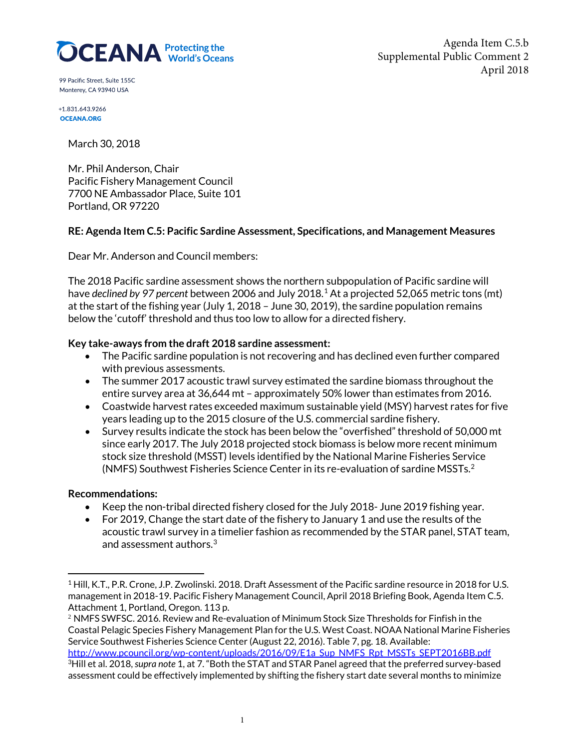OCEANA Protecting the World's Oceans

99 Pacific Street, Suite 155C
Monterey, CA 93940 USA

+1.831.643.9266
OCEANA.ORG

Agenda Item C.5.b
Supplemental Public Comment 2
April 2018

March 30, 2018

Mr. Phil Anderson, Chair
Pacific Fishery Management Council
7700 NE Ambassador Place, Suite 101
Portland, OR 97220

**RE: Agenda Item C.5: Pacific Sardine Assessment, Specifications, and Management Measures**

Dear Mr. Anderson and Council members:

The 2018 Pacific sardine assessment shows the northern subpopulation of Pacific sardine will have *declined by 97 percent* between 2006 and July 2018.[1] At a projected 52,065 metric tons (mt) at the start of the fishing year (July 1, 2018 – June 30, 2019), the sardine population remains below the 'cutoff' threshold and thus too low to allow for a directed fishery.

**Key take-aways from the draft 2018 sardine assessment:**

- The Pacific sardine population is not recovering and has declined even further compared with previous assessments.
- The summer 2017 acoustic trawl survey estimated the sardine biomass throughout the entire survey area at 36,644 mt – approximately 50% lower than estimates from 2016.
- Coastwide harvest rates exceeded maximum sustainable yield (MSY) harvest rates for five years leading up to the 2015 closure of the U.S. commercial sardine fishery.
- Survey results indicate the stock has been below the "overfished" threshold of 50,000 mt since early 2017. The July 2018 projected stock biomass is below more recent minimum stock size threshold (MSST) levels identified by the National Marine Fisheries Service (NMFS) Southwest Fisheries Science Center in its re-evaluation of sardine MSSTs.[2]

**Recommendations:**

- Keep the non-tribal directed fishery closed for the July 2018- June 2019 fishing year.
- For 2019, Change the start date of the fishery to January 1 and use the results of the acoustic trawl survey in a timelier fashion as recommended by the STAR panel, STAT team, and assessment authors.[3]

---

[1] Hill, K.T., P.R. Crone, J.P. Zwolinski. 2018. Draft Assessment of the Pacific sardine resource in 2018 for U.S. management in 2018-19. Pacific Fishery Management Council, April 2018 Briefing Book, Agenda Item C.5. Attachment 1, Portland, Oregon. 113 p.

[2] NMFS SWFSC. 2016. Review and Re-evaluation of Minimum Stock Size Thresholds for Finfish in the Coastal Pelagic Species Fishery Management Plan for the U.S. West Coast. NOAA National Marine Fisheries Service Southwest Fisheries Science Center (August 22, 2016). Table 7, pg. 18. Available: http://www.pcouncil.org/wp-content/uploads/2016/09/E1a_Sup_NMFS_Rpt_MSSTs_SEPT2016BB.pdf

[3] Hill et al. 2018, *supra note* 1, at 7. "Both the STAT and STAR Panel agreed that the preferred survey-based assessment could be effectively implemented by shifting the fishery start date several months to minimize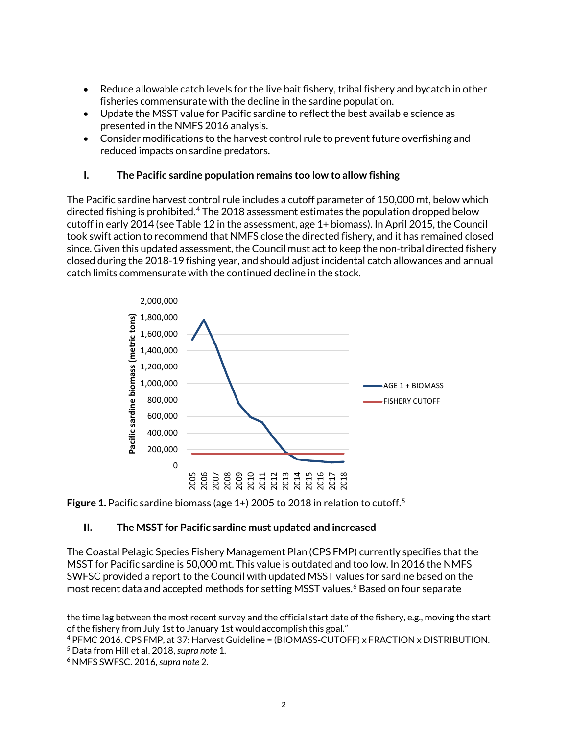- Reduce allowable catch levels for the live bait fishery, tribal fishery and bycatch in other fisheries commensurate with the decline in the sardine population.
- Update the MSST value for Pacific sardine to reflect the best available science as presented in the NMFS 2016 analysis.
- Consider modifications to the harvest control rule to prevent future overfishing and reduced impacts on sardine predators.

### I. The Pacific sardine population remains too low to allow fishing

The Pacific sardine harvest control rule includes a cutoff parameter of 150,000 mt, below which directed fishing is prohibited.[4] The 2018 assessment estimates the population dropped below cutoff in early 2014 (see Table 12 in the assessment, age 1+ biomass). In April 2015, the Council took swift action to recommend that NMFS close the directed fishery, and it has remained closed since. Given this updated assessment, the Council must act to keep the non-tribal directed fishery closed during the 2018-19 fishing year, and should adjust incidental catch allowances and annual catch limits commensurate with the continued decline in the stock.

**Figure 1.** Pacific sardine biomass (age 1+) 2005 to 2018 in relation to cutoff.[5]

### II. The MSST for Pacific sardine must updated and increased

The Coastal Pelagic Species Fishery Management Plan (CPS FMP) currently specifies that the MSST for Pacific sardine is 50,000 mt. This value is outdated and too low. In 2016 the NMFS SWFSC provided a report to the Council with updated MSST values for sardine based on the most recent data and accepted methods for setting MSST values.[6] Based on four separate

---

the time lag between the most recent survey and the official start date of the fishery, e.g., moving the start of the fishery from July 1st to January 1st would accomplish this goal."

[4] PFMC 2016. CPS FMP, at 37: Harvest Guideline = (BIOMASS-CUTOFF) x FRACTION x DISTRIBUTION.

[5] Data from Hill et al. 2018, *supra note* 1.

[6] NMFS SWFSC. 2016, *supra note* 2.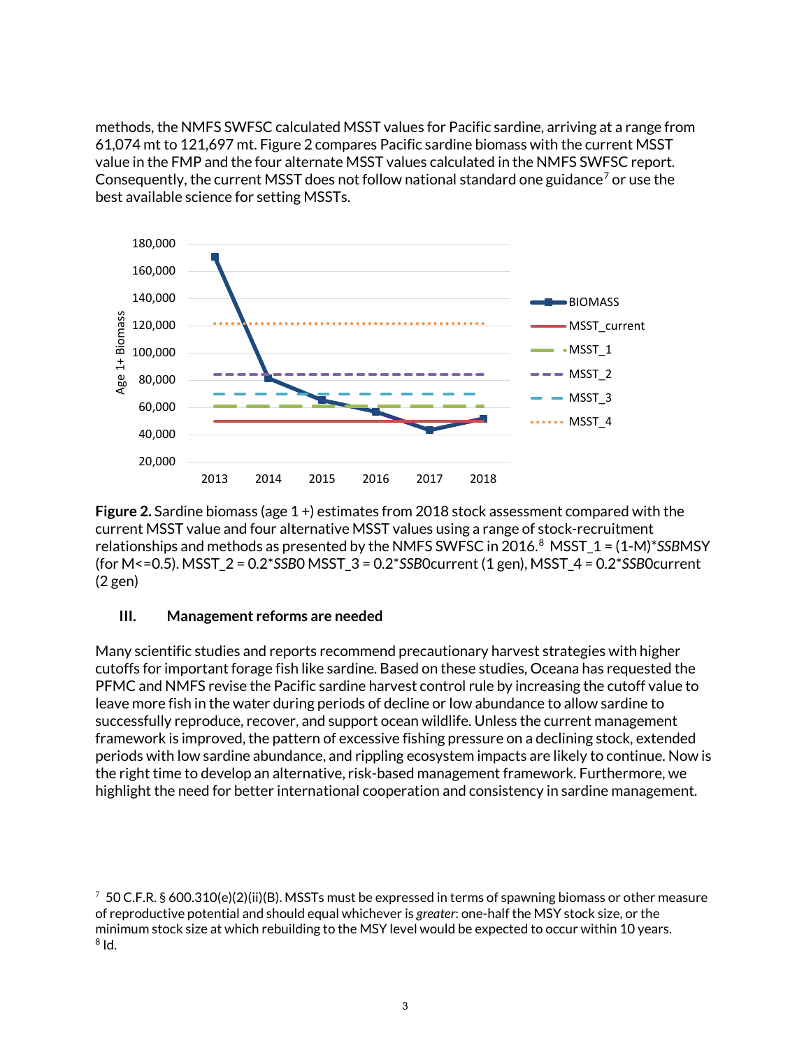methods, the NMFS SWFSC calculated MSST values for Pacific sardine, arriving at a range from 61,074 mt to 121,697 mt. Figure 2 compares Pacific sardine biomass with the current MSST value in the FMP and the four alternate MSST values calculated in the NMFS SWFSC report. Consequently, the current MSST does not follow national standard one guidance[7] or use the best available science for setting MSSTs.

**Figure 2.** Sardine biomass (age 1 +) estimates from 2018 stock assessment compared with the current MSST value and four alternative MSST values using a range of stock-recruitment relationships and methods as presented by the NMFS SWFSC in 2016.[8] MSST_1 = (1-M)*SSBMSY (for M<=0.5). MSST_2 = 0.2*SSB0 MSST_3 = 0.2*SSB0current (1 gen), MSST_4 = 0.2*SSB0current (2 gen)

### III. Management reforms are needed

Many scientific studies and reports recommend precautionary harvest strategies with higher cutoffs for important forage fish like sardine. Based on these studies, Oceana has requested the PFMC and NMFS revise the Pacific sardine harvest control rule by increasing the cutoff value to leave more fish in the water during periods of decline or low abundance to allow sardine to successfully reproduce, recover, and support ocean wildlife. Unless the current management framework is improved, the pattern of excessive fishing pressure on a declining stock, extended periods with low sardine abundance, and rippling ecosystem impacts are likely to continue. Now is the right time to develop an alternative, risk-based management framework. Furthermore, we highlight the need for better international cooperation and consistency in sardine management.

[7] 50 C.F.R. § 600.310(e)(2)(ii)(B). MSSTs must be expressed in terms of spawning biomass or other measure of reproductive potential and should equal whichever is *greater*: one-half the MSY stock size, or the minimum stock size at which rebuilding to the MSY level would be expected to occur within 10 years.

[8] Id.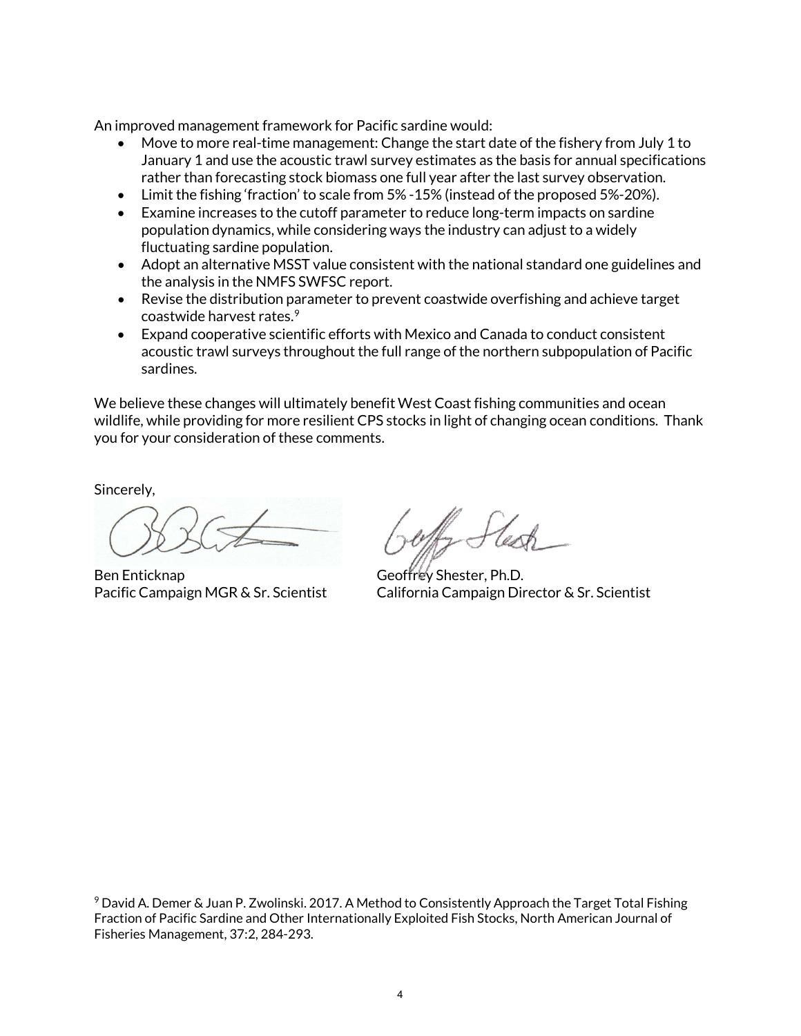An improved management framework for Pacific sardine would:

- Move to more real-time management: Change the start date of the fishery from July 1 to January 1 and use the acoustic trawl survey estimates as the basis for annual specifications rather than forecasting stock biomass one full year after the last survey observation.
- Limit the fishing 'fraction' to scale from 5% -15% (instead of the proposed 5%-20%).
- Examine increases to the cutoff parameter to reduce long-term impacts on sardine population dynamics, while considering ways the industry can adjust to a widely fluctuating sardine population.
- Adopt an alternative MSST value consistent with the national standard one guidelines and the analysis in the NMFS SWFSC report.
- Revise the distribution parameter to prevent coastwide overfishing and achieve target coastwide harvest rates.[9]
- Expand cooperative scientific efforts with Mexico and Canada to conduct consistent acoustic trawl surveys throughout the full range of the northern subpopulation of Pacific sardines.

We believe these changes will ultimately benefit West Coast fishing communities and ocean wildlife, while providing for more resilient CPS stocks in light of changing ocean conditions. Thank you for your consideration of these comments.

Sincerely,

Ben Enticknap
Pacific Campaign MGR & Sr. Scientist

Geoffrey Shester, Ph.D.
California Campaign Director & Sr. Scientist

[9] David A. Demer & Juan P. Zwolinski. 2017. A Method to Consistently Approach the Target Total Fishing Fraction of Pacific Sardine and Other Internationally Exploited Fish Stocks, North American Journal of Fisheries Management, 37:2, 284-293.